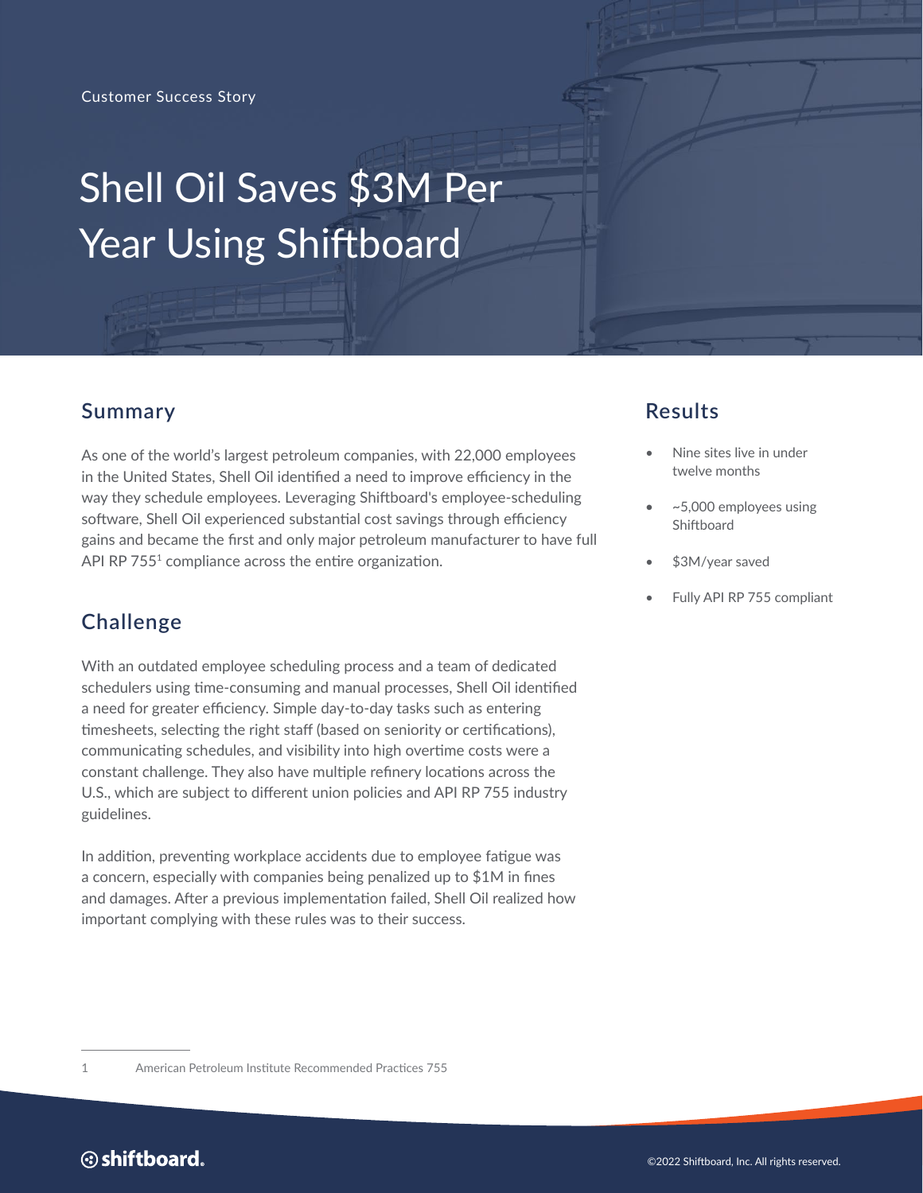Customer Success Story

# Shell Oil Saves $3M Per Year Using Shiftboard

## Summary

As one of the world's largest petroleum companies, with 22,000 employees in the United States, Shell Oil identified a need to improve efficiency in the way they schedule employees. Leveraging Shiftboard's employee-scheduling software, Shell Oil experienced substantial cost savings through efficiency gains and became the first and only major petroleum manufacturer to have full API RP 755[1] compliance across the entire organization.

## Results

- Nine sites live in under twelve months
- ~5,000 employees using Shiftboard
- $3M/year saved
- Fully API RP 755 compliant

## Challenge

With an outdated employee scheduling process and a team of dedicated schedulers using time-consuming and manual processes, Shell Oil identified a need for greater efficiency. Simple day-to-day tasks such as entering timesheets, selecting the right staff (based on seniority or certifications), communicating schedules, and visibility into high overtime costs were a constant challenge. They also have multiple refinery locations across the U.S., which are subject to different union policies and API RP 755 industry guidelines.

In addition, preventing workplace accidents due to employee fatigue was a concern, especially with companies being penalized up to $1M in fines and damages. After a previous implementation failed, Shell Oil realized how important complying with these rules was to their success.

---

1 American Petroleum Institute Recommended Practices 755

shiftboard.

©2022 Shiftboard, Inc. All rights reserved.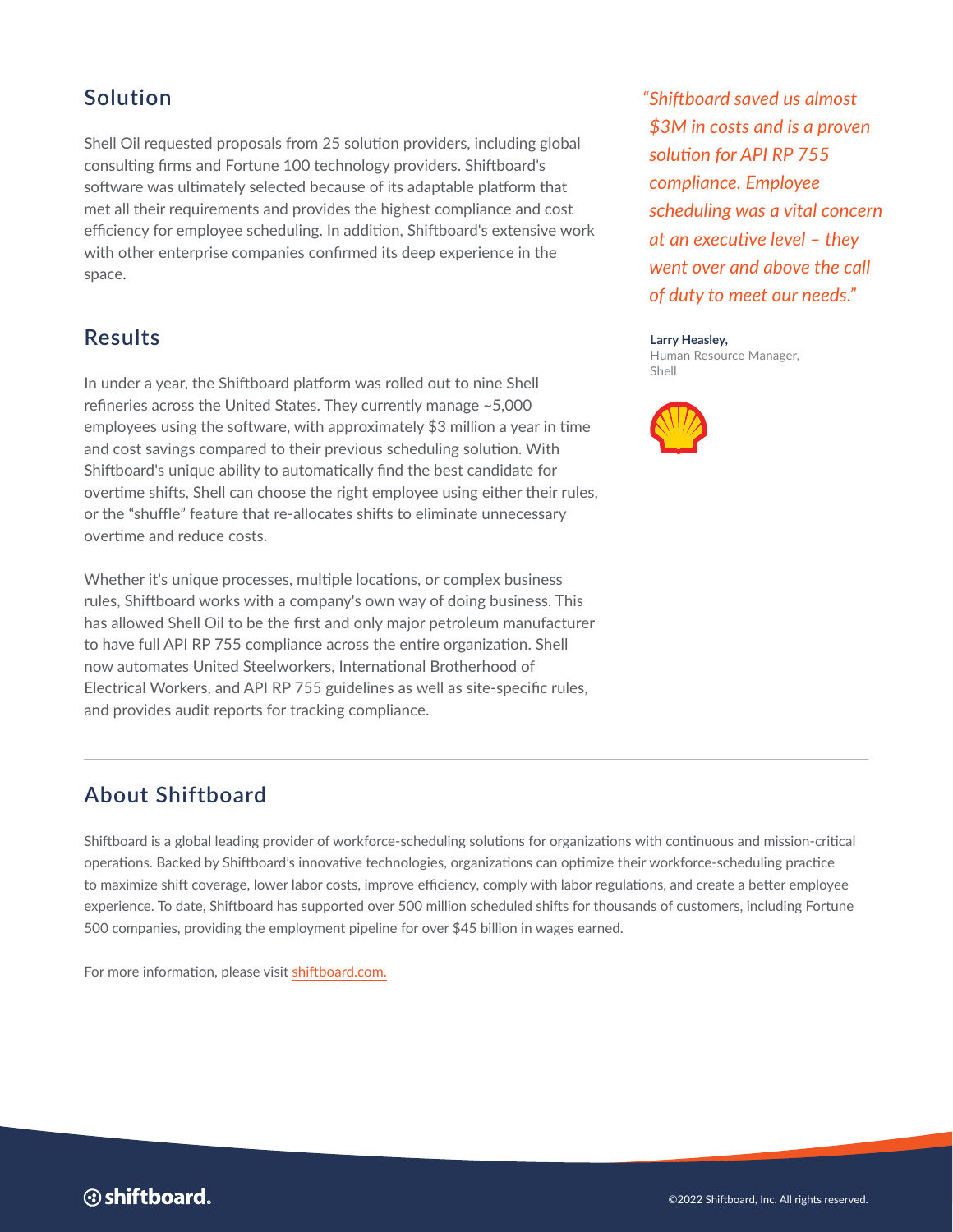## Solution

Shell Oil requested proposals from 25 solution providers, including global consulting firms and Fortune 100 technology providers. Shiftboard's software was ultimately selected because of its adaptable platform that met all their requirements and provides the highest compliance and cost efficiency for employee scheduling. In addition, Shiftboard's extensive work with other enterprise companies confirmed its deep experience in the space.

*"Shiftboard saved us almost $3M in costs and is a proven solution for API RP 755 compliance. Employee scheduling was a vital concern at an executive level – they went over and above the call of duty to meet our needs."*

**Larry Heasley,**
Human Resource Manager,
Shell

## Results

In under a year, the Shiftboard platform was rolled out to nine Shell refineries across the United States. They currently manage ~5,000 employees using the software, with approximately $3 million a year in time and cost savings compared to their previous scheduling solution. With Shiftboard's unique ability to automatically find the best candidate for overtime shifts, Shell can choose the right employee using either their rules, or the "shuffle" feature that re-allocates shifts to eliminate unnecessary overtime and reduce costs.

Whether it's unique processes, multiple locations, or complex business rules, Shiftboard works with a company's own way of doing business. This has allowed Shell Oil to be the first and only major petroleum manufacturer to have full API RP 755 compliance across the entire organization. Shell now automates United Steelworkers, International Brotherhood of Electrical Workers, and API RP 755 guidelines as well as site-specific rules, and provides audit reports for tracking compliance.

## About Shiftboard

Shiftboard is a global leading provider of workforce-scheduling solutions for organizations with continuous and mission-critical operations. Backed by Shiftboard's innovative technologies, organizations can optimize their workforce-scheduling practice to maximize shift coverage, lower labor costs, improve efficiency, comply with labor regulations, and create a better employee experience. To date, Shiftboard has supported over 500 million scheduled shifts for thousands of customers, including Fortune 500 companies, providing the employment pipeline for over $45 billion in wages earned.

For more information, please visit shiftboard.com.

©2022 Shiftboard, Inc. All rights reserved.